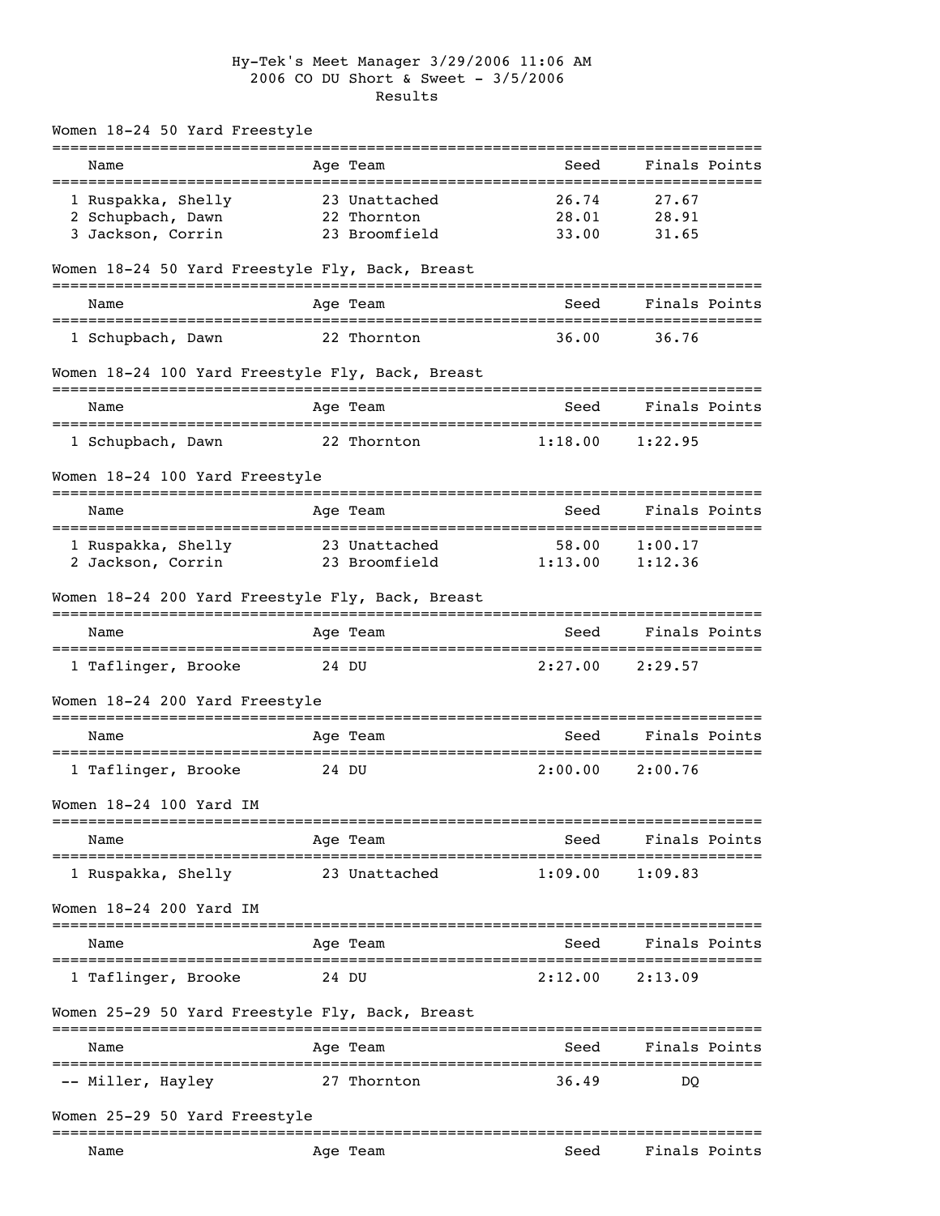Hy-Tek's Meet Manager 3/29/2006 11:06 AM

2006 CO DU Short & Sweet - 3/5/2006

Results

## Women 18-24 50 Yard Freestyle

| | Name | Age | Team | Seed | Finals | Points |
|---|---|---|---|---|---|---|
| 1 | Ruspakka, Shelly | 23 | Unattached | 26.74 | 27.67 | |
| 2 | Schupbach, Dawn | 22 | Thornton | 28.01 | 28.91 | |
| 3 | Jackson, Corrin | 23 | Broomfield | 33.00 | 31.65 | |

## Women 18-24 50 Yard Freestyle Fly, Back, Breast

| | Name | Age | Team | Seed | Finals | Points |
|---|---|---|---|---|---|---|
| 1 | Schupbach, Dawn | 22 | Thornton | 36.00 | 36.76 | |

## Women 18-24 100 Yard Freestyle Fly, Back, Breast

| | Name | Age | Team | Seed | Finals | Points |
|---|---|---|---|---|---|---|
| 1 | Schupbach, Dawn | 22 | Thornton | 1:18.00 | 1:22.95 | |

## Women 18-24 100 Yard Freestyle

| | Name | Age | Team | Seed | Finals | Points |
|---|---|---|---|---|---|---|
| 1 | Ruspakka, Shelly | 23 | Unattached | 58.00 | 1:00.17 | |
| 2 | Jackson, Corrin | 23 | Broomfield | 1:13.00 | 1:12.36 | |

## Women 18-24 200 Yard Freestyle Fly, Back, Breast

| | Name | Age | Team | Seed | Finals | Points |
|---|---|---|---|---|---|---|
| 1 | Taflinger, Brooke | 24 | DU | 2:27.00 | 2:29.57 | |

## Women 18-24 200 Yard Freestyle

| | Name | Age | Team | Seed | Finals | Points |
|---|---|---|---|---|---|---|
| 1 | Taflinger, Brooke | 24 | DU | 2:00.00 | 2:00.76 | |

## Women 18-24 100 Yard IM

| | Name | Age | Team | Seed | Finals | Points |
|---|---|---|---|---|---|---|
| 1 | Ruspakka, Shelly | 23 | Unattached | 1:09.00 | 1:09.83 | |

## Women 18-24 200 Yard IM

| | Name | Age | Team | Seed | Finals | Points |
|---|---|---|---|---|---|---|
| 1 | Taflinger, Brooke | 24 | DU | 2:12.00 | 2:13.09 | |

## Women 25-29 50 Yard Freestyle Fly, Back, Breast

| | Name | Age | Team | Seed | Finals | Points |
|---|---|---|---|---|---|---|
| -- | Miller, Hayley | 27 | Thornton | 36.49 | DQ | |

## Women 25-29 50 Yard Freestyle

| | Name | Age | Team | Seed | Finals | Points |
|---|---|---|---|---|---|---|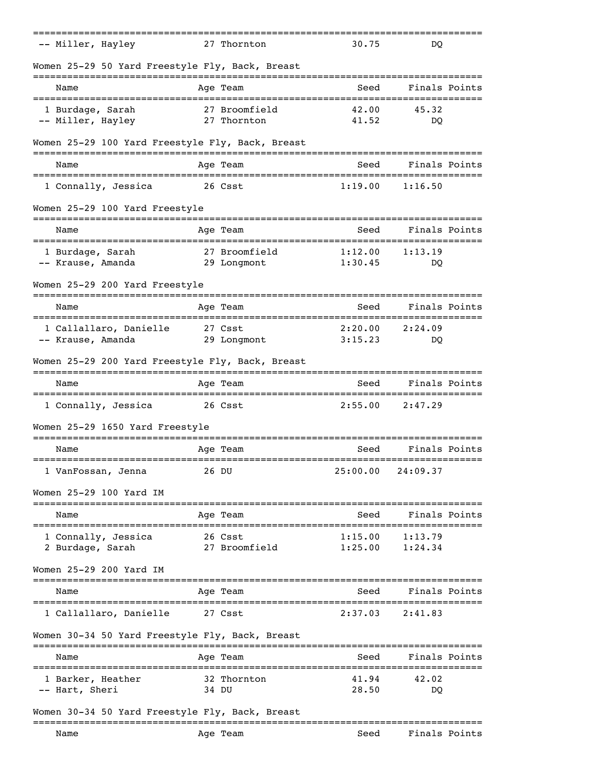| | | | | | |
|---|---|---|---|---|---|
| -- Miller, Hayley | 27 | Thornton | 30.75 | DQ | |

Women 25-29 50 Yard Freestyle Fly, Back, Breast

| Name | Age | Team | Seed | Finals | Points |
|---|---|---|---|---|---|
| 1 Burdage, Sarah | 27 | Broomfield | 42.00 | 45.32 | |
| -- Miller, Hayley | 27 | Thornton | 41.52 | DQ | |

Women 25-29 100 Yard Freestyle Fly, Back, Breast

| Name | Age | Team | Seed | Finals | Points |
|---|---|---|---|---|---|
| 1 Connally, Jessica | 26 | Csst | 1:19.00 | 1:16.50 | |

Women 25-29 100 Yard Freestyle

| Name | Age | Team | Seed | Finals | Points |
|---|---|---|---|---|---|
| 1 Burdage, Sarah | 27 | Broomfield | 1:12.00 | 1:13.19 | |
| -- Krause, Amanda | 29 | Longmont | 1:30.45 | DQ | |

Women 25-29 200 Yard Freestyle

| Name | Age | Team | Seed | Finals | Points |
|---|---|---|---|---|---|
| 1 Callallaro, Danielle | 27 | Csst | 2:20.00 | 2:24.09 | |
| -- Krause, Amanda | 29 | Longmont | 3:15.23 | DQ | |

Women 25-29 200 Yard Freestyle Fly, Back, Breast

| Name | Age | Team | Seed | Finals | Points |
|---|---|---|---|---|---|
| 1 Connally, Jessica | 26 | Csst | 2:55.00 | 2:47.29 | |

Women 25-29 1650 Yard Freestyle

| Name | Age | Team | Seed | Finals | Points |
|---|---|---|---|---|---|
| 1 VanFossan, Jenna | 26 | DU | 25:00.00 | 24:09.37 | |

Women 25-29 100 Yard IM

| Name | Age | Team | Seed | Finals | Points |
|---|---|---|---|---|---|
| 1 Connally, Jessica | 26 | Csst | 1:15.00 | 1:13.79 | |
| 2 Burdage, Sarah | 27 | Broomfield | 1:25.00 | 1:24.34 | |

Women 25-29 200 Yard IM

| Name | Age | Team | Seed | Finals | Points |
|---|---|---|---|---|---|
| 1 Callallaro, Danielle | 27 | Csst | 2:37.03 | 2:41.83 | |

Women 30-34 50 Yard Freestyle Fly, Back, Breast

| Name | Age | Team | Seed | Finals | Points |
|---|---|---|---|---|---|
| 1 Barker, Heather | 32 | Thornton | 41.94 | 42.02 | |
| -- Hart, Sheri | 34 | DU | 28.50 | DQ | |

Women 30-34 50 Yard Freestyle Fly, Back, Breast

| Name | Age | Team | Seed | Finals | Points |
|---|---|---|---|---|---|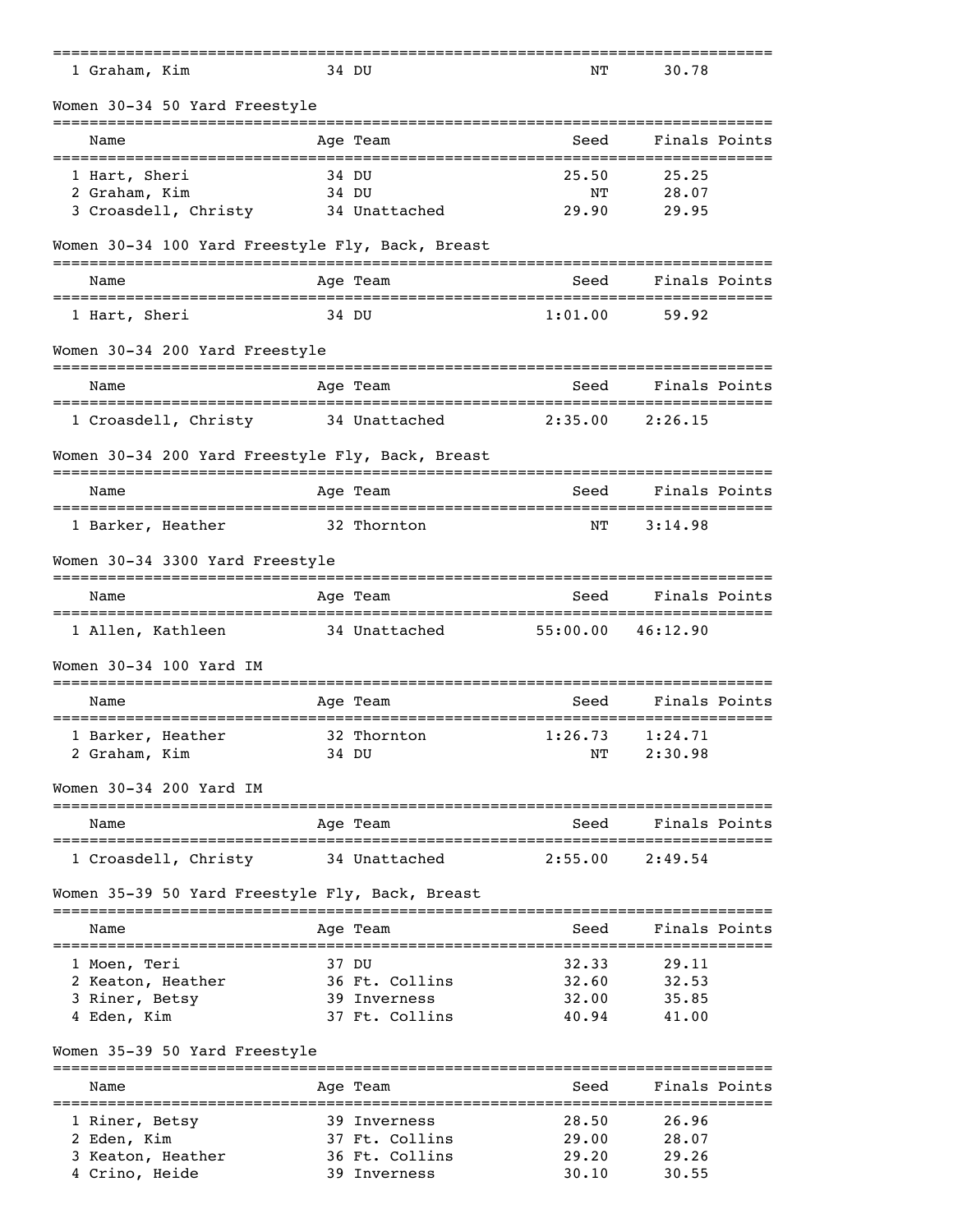| Name | Age | Team | Seed | Finals | Points |
|---|---|---|---|---|---|
| 1 Graham, Kim | 34 | DU | NT | 30.78 | |

Women 30-34 50 Yard Freestyle

| Name | Age | Team | Seed | Finals | Points |
|---|---|---|---|---|---|
| 1 Hart, Sheri | 34 | DU | 25.50 | 25.25 | |
| 2 Graham, Kim | 34 | DU | NT | 28.07 | |
| 3 Croasdell, Christy | 34 | Unattached | 29.90 | 29.95 | |

Women 30-34 100 Yard Freestyle Fly, Back, Breast

| Name | Age | Team | Seed | Finals | Points |
|---|---|---|---|---|---|
| 1 Hart, Sheri | 34 | DU | 1:01.00 | 59.92 | |

Women 30-34 200 Yard Freestyle

| Name | Age | Team | Seed | Finals | Points |
|---|---|---|---|---|---|
| 1 Croasdell, Christy | 34 | Unattached | 2:35.00 | 2:26.15 | |

Women 30-34 200 Yard Freestyle Fly, Back, Breast

| Name | Age | Team | Seed | Finals | Points |
|---|---|---|---|---|---|
| 1 Barker, Heather | 32 | Thornton | NT | 3:14.98 | |

Women 30-34 3300 Yard Freestyle

| Name | Age | Team | Seed | Finals | Points |
|---|---|---|---|---|---|
| 1 Allen, Kathleen | 34 | Unattached | 55:00.00 | 46:12.90 | |

Women 30-34 100 Yard IM

| Name | Age | Team | Seed | Finals | Points |
|---|---|---|---|---|---|
| 1 Barker, Heather | 32 | Thornton | 1:26.73 | 1:24.71 | |
| 2 Graham, Kim | 34 | DU | NT | 2:30.98 | |

Women 30-34 200 Yard IM

| Name | Age | Team | Seed | Finals | Points |
|---|---|---|---|---|---|
| 1 Croasdell, Christy | 34 | Unattached | 2:55.00 | 2:49.54 | |

Women 35-39 50 Yard Freestyle Fly, Back, Breast

| Name | Age | Team | Seed | Finals | Points |
|---|---|---|---|---|---|
| 1 Moen, Teri | 37 | DU | 32.33 | 29.11 | |
| 2 Keaton, Heather | 36 | Ft. Collins | 32.60 | 32.53 | |
| 3 Riner, Betsy | 39 | Inverness | 32.00 | 35.85 | |
| 4 Eden, Kim | 37 | Ft. Collins | 40.94 | 41.00 | |

Women 35-39 50 Yard Freestyle

| Name | Age | Team | Seed | Finals | Points |
|---|---|---|---|---|---|
| 1 Riner, Betsy | 39 | Inverness | 28.50 | 26.96 | |
| 2 Eden, Kim | 37 | Ft. Collins | 29.00 | 28.07 | |
| 3 Keaton, Heather | 36 | Ft. Collins | 29.20 | 29.26 | |
| 4 Crino, Heide | 39 | Inverness | 30.10 | 30.55 | |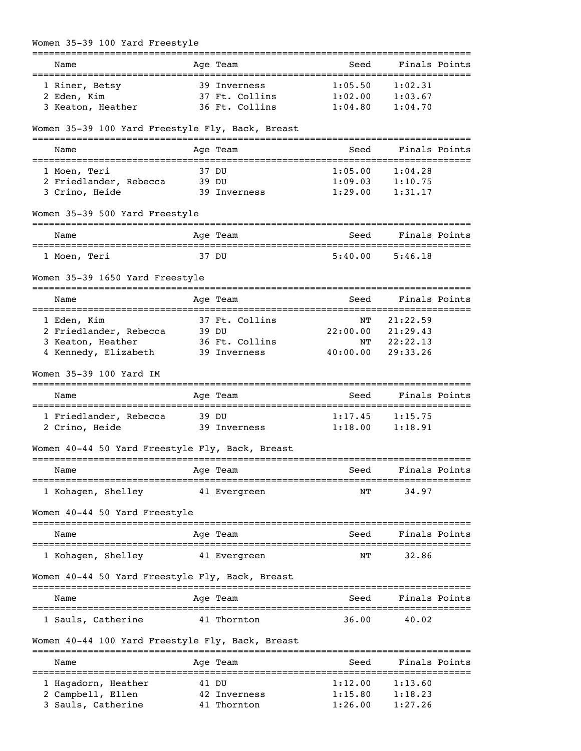## Women 35-39 100 Yard Freestyle

| | Name | Age | Team | Seed | Finals | Points |
|---|---|---|---|---|---|---|
| 1 | Riner, Betsy | 39 | Inverness | 1:05.50 | 1:02.31 | |
| 2 | Eden, Kim | 37 | Ft. Collins | 1:02.00 | 1:03.67 | |
| 3 | Keaton, Heather | 36 | Ft. Collins | 1:04.80 | 1:04.70 | |

## Women 35-39 100 Yard Freestyle Fly, Back, Breast

| | Name | Age | Team | Seed | Finals | Points |
|---|---|---|---|---|---|---|
| 1 | Moen, Teri | 37 | DU | 1:05.00 | 1:04.28 | |
| 2 | Friedlander, Rebecca | 39 | DU | 1:09.03 | 1:10.75 | |
| 3 | Crino, Heide | 39 | Inverness | 1:29.00 | 1:31.17 | |

## Women 35-39 500 Yard Freestyle

| | Name | Age | Team | Seed | Finals | Points |
|---|---|---|---|---|---|---|
| 1 | Moen, Teri | 37 | DU | 5:40.00 | 5:46.18 | |

## Women 35-39 1650 Yard Freestyle

| | Name | Age | Team | Seed | Finals | Points |
|---|---|---|---|---|---|---|
| 1 | Eden, Kim | 37 | Ft. Collins | NT | 21:22.59 | |
| 2 | Friedlander, Rebecca | 39 | DU | 22:00.00 | 21:29.43 | |
| 3 | Keaton, Heather | 36 | Ft. Collins | NT | 22:22.13 | |
| 4 | Kennedy, Elizabeth | 39 | Inverness | 40:00.00 | 29:33.26 | |

## Women 35-39 100 Yard IM

| | Name | Age | Team | Seed | Finals | Points |
|---|---|---|---|---|---|---|
| 1 | Friedlander, Rebecca | 39 | DU | 1:17.45 | 1:15.75 | |
| 2 | Crino, Heide | 39 | Inverness | 1:18.00 | 1:18.91 | |

## Women 40-44 50 Yard Freestyle Fly, Back, Breast

| | Name | Age | Team | Seed | Finals | Points |
|---|---|---|---|---|---|---|
| 1 | Kohagen, Shelley | 41 | Evergreen | NT | 34.97 | |

## Women 40-44 50 Yard Freestyle

| | Name | Age | Team | Seed | Finals | Points |
|---|---|---|---|---|---|---|
| 1 | Kohagen, Shelley | 41 | Evergreen | NT | 32.86 | |

## Women 40-44 50 Yard Freestyle Fly, Back, Breast

| | Name | Age | Team | Seed | Finals | Points |
|---|---|---|---|---|---|---|
| 1 | Sauls, Catherine | 41 | Thornton | 36.00 | 40.02 | |

## Women 40-44 100 Yard Freestyle Fly, Back, Breast

| | Name | Age | Team | Seed | Finals | Points |
|---|---|---|---|---|---|---|
| 1 | Hagadorn, Heather | 41 | DU | 1:12.00 | 1:13.60 | |
| 2 | Campbell, Ellen | 42 | Inverness | 1:15.80 | 1:18.23 | |
| 3 | Sauls, Catherine | 41 | Thornton | 1:26.00 | 1:27.26 | |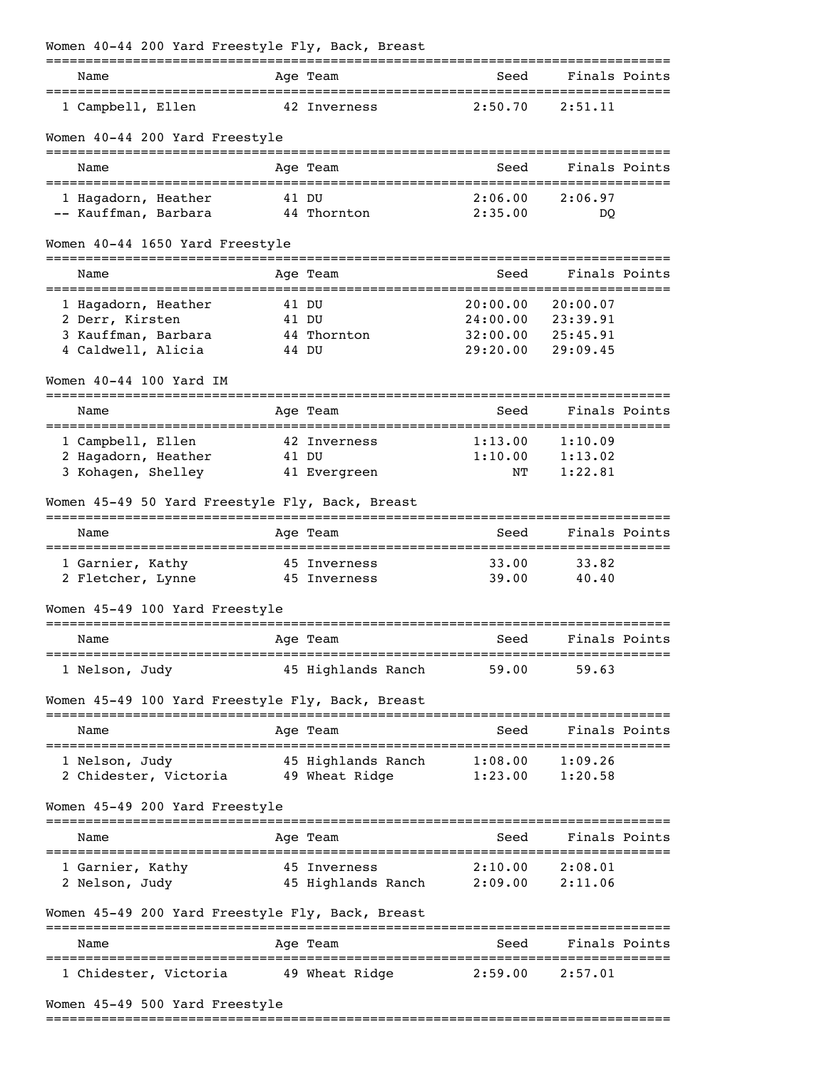### Women 40-44 200 Yard Freestyle Fly, Back, Breast

| | Name | Age | Team | Seed | Finals | Points |
|---|---|---|---|---|---|---|
| 1 | Campbell, Ellen | 42 | Inverness | 2:50.70 | 2:51.11 | |

### Women 40-44 200 Yard Freestyle

| | Name | Age | Team | Seed | Finals | Points |
|---|---|---|---|---|---|---|
| 1 | Hagadorn, Heather | 41 | DU | 2:06.00 | 2:06.97 | |
| -- | Kauffman, Barbara | 44 | Thornton | 2:35.00 | DQ | |

### Women 40-44 1650 Yard Freestyle

| | Name | Age | Team | Seed | Finals | Points |
|---|---|---|---|---|---|---|
| 1 | Hagadorn, Heather | 41 | DU | 20:00.00 | 20:00.07 | |
| 2 | Derr, Kirsten | 41 | DU | 24:00.00 | 23:39.91 | |
| 3 | Kauffman, Barbara | 44 | Thornton | 32:00.00 | 25:45.91 | |
| 4 | Caldwell, Alicia | 44 | DU | 29:20.00 | 29:09.45 | |

### Women 40-44 100 Yard IM

| | Name | Age | Team | Seed | Finals | Points |
|---|---|---|---|---|---|---|
| 1 | Campbell, Ellen | 42 | Inverness | 1:13.00 | 1:10.09 | |
| 2 | Hagadorn, Heather | 41 | DU | 1:10.00 | 1:13.02 | |
| 3 | Kohagen, Shelley | 41 | Evergreen | NT | 1:22.81 | |

### Women 45-49 50 Yard Freestyle Fly, Back, Breast

| | Name | Age | Team | Seed | Finals | Points |
|---|---|---|---|---|---|---|
| 1 | Garnier, Kathy | 45 | Inverness | 33.00 | 33.82 | |
| 2 | Fletcher, Lynne | 45 | Inverness | 39.00 | 40.40 | |

### Women 45-49 100 Yard Freestyle

| | Name | Age | Team | Seed | Finals | Points |
|---|---|---|---|---|---|---|
| 1 | Nelson, Judy | 45 | Highlands Ranch | 59.00 | 59.63 | |

### Women 45-49 100 Yard Freestyle Fly, Back, Breast

| | Name | Age | Team | Seed | Finals | Points |
|---|---|---|---|---|---|---|
| 1 | Nelson, Judy | 45 | Highlands Ranch | 1:08.00 | 1:09.26 | |
| 2 | Chidester, Victoria | 49 | Wheat Ridge | 1:23.00 | 1:20.58 | |

### Women 45-49 200 Yard Freestyle

| | Name | Age | Team | Seed | Finals | Points |
|---|---|---|---|---|---|---|
| 1 | Garnier, Kathy | 45 | Inverness | 2:10.00 | 2:08.01 | |
| 2 | Nelson, Judy | 45 | Highlands Ranch | 2:09.00 | 2:11.06 | |

### Women 45-49 200 Yard Freestyle Fly, Back, Breast

| | Name | Age | Team | Seed | Finals | Points |
|---|---|---|---|---|---|---|
| 1 | Chidester, Victoria | 49 | Wheat Ridge | 2:59.00 | 2:57.01 | |

### Women 45-49 500 Yard Freestyle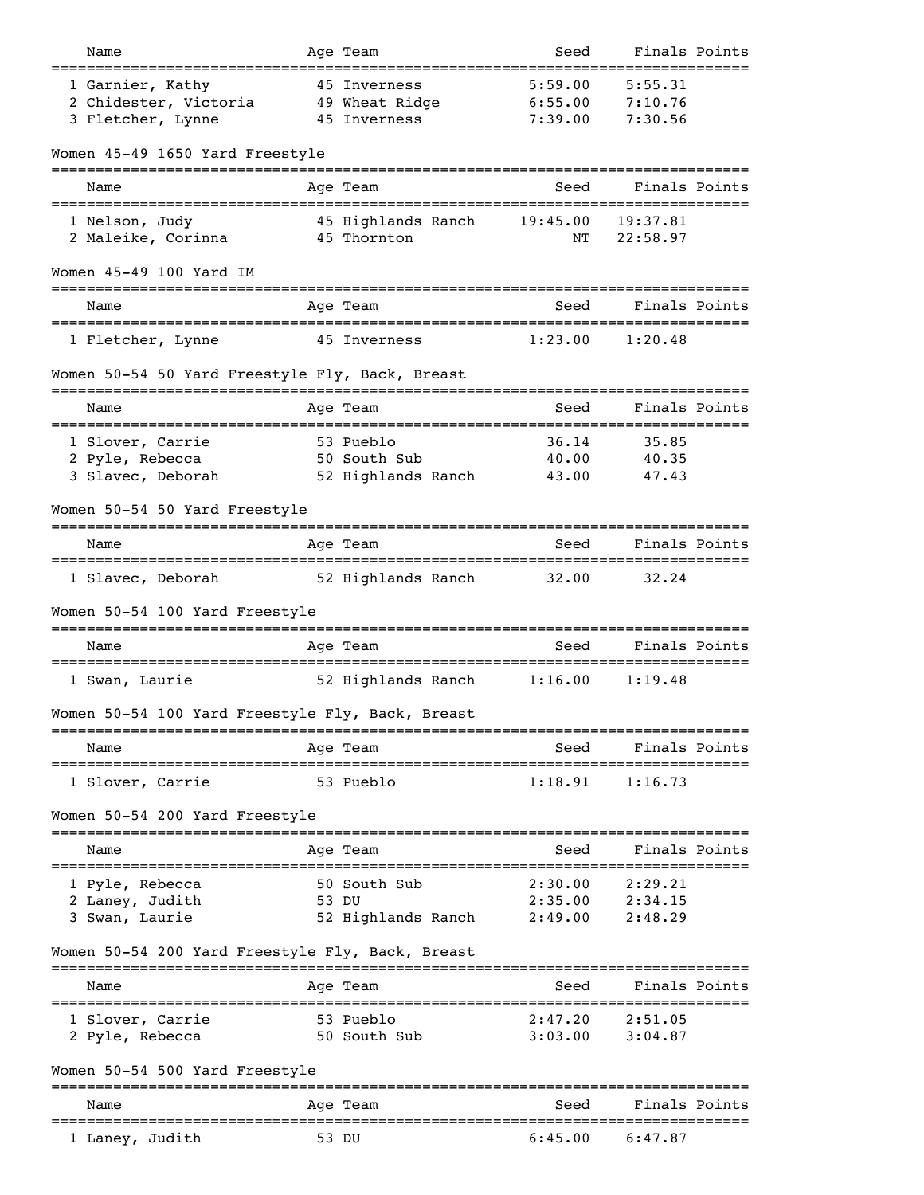| Name | Age | Team | Seed | Finals | Points |
|---|---|---|---|---|---|
| 1 Garnier, Kathy | 45 | Inverness | 5:59.00 | 5:55.31 | |
| 2 Chidester, Victoria | 49 | Wheat Ridge | 6:55.00 | 7:10.76 | |
| 3 Fletcher, Lynne | 45 | Inverness | 7:39.00 | 7:30.56 | |

### Women 45-49 1650 Yard Freestyle

| Name | Age | Team | Seed | Finals | Points |
|---|---|---|---|---|---|
| 1 Nelson, Judy | 45 | Highlands Ranch | 19:45.00 | 19:37.81 | |
| 2 Maleike, Corinna | 45 | Thornton | NT | 22:58.97 | |

### Women 45-49 100 Yard IM

| Name | Age | Team | Seed | Finals | Points |
|---|---|---|---|---|---|
| 1 Fletcher, Lynne | 45 | Inverness | 1:23.00 | 1:20.48 | |

### Women 50-54 50 Yard Freestyle Fly, Back, Breast

| Name | Age | Team | Seed | Finals | Points |
|---|---|---|---|---|---|
| 1 Slover, Carrie | 53 | Pueblo | 36.14 | 35.85 | |
| 2 Pyle, Rebecca | 50 | South Sub | 40.00 | 40.35 | |
| 3 Slavec, Deborah | 52 | Highlands Ranch | 43.00 | 47.43 | |

### Women 50-54 50 Yard Freestyle

| Name | Age | Team | Seed | Finals | Points |
|---|---|---|---|---|---|
| 1 Slavec, Deborah | 52 | Highlands Ranch | 32.00 | 32.24 | |

### Women 50-54 100 Yard Freestyle

| Name | Age | Team | Seed | Finals | Points |
|---|---|---|---|---|---|
| 1 Swan, Laurie | 52 | Highlands Ranch | 1:16.00 | 1:19.48 | |

### Women 50-54 100 Yard Freestyle Fly, Back, Breast

| Name | Age | Team | Seed | Finals | Points |
|---|---|---|---|---|---|
| 1 Slover, Carrie | 53 | Pueblo | 1:18.91 | 1:16.73 | |

### Women 50-54 200 Yard Freestyle

| Name | Age | Team | Seed | Finals | Points |
|---|---|---|---|---|---|
| 1 Pyle, Rebecca | 50 | South Sub | 2:30.00 | 2:29.21 | |
| 2 Laney, Judith | 53 | DU | 2:35.00 | 2:34.15 | |
| 3 Swan, Laurie | 52 | Highlands Ranch | 2:49.00 | 2:48.29 | |

### Women 50-54 200 Yard Freestyle Fly, Back, Breast

| Name | Age | Team | Seed | Finals | Points |
|---|---|---|---|---|---|
| 1 Slover, Carrie | 53 | Pueblo | 2:47.20 | 2:51.05 | |
| 2 Pyle, Rebecca | 50 | South Sub | 3:03.00 | 3:04.87 | |

### Women 50-54 500 Yard Freestyle

| Name | Age | Team | Seed | Finals | Points |
|---|---|---|---|---|---|
| 1 Laney, Judith | 53 | DU | 6:45.00 | 6:47.87 | |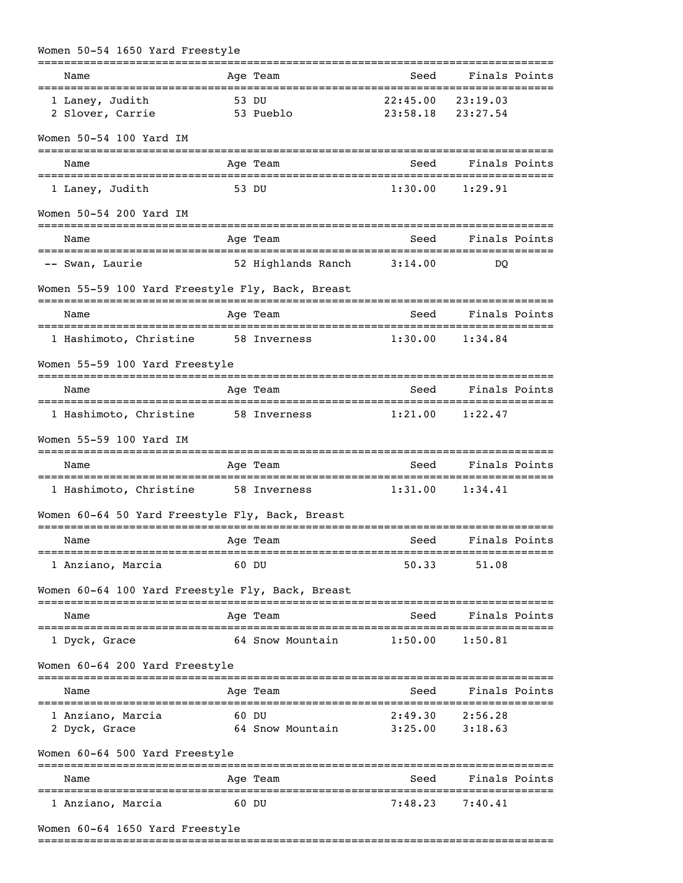Women 50-54 1650 Yard Freestyle

| | Name | Age | Team | Seed | Finals | Points |
|---|---|---|---|---|---|---|
| 1 | Laney, Judith | 53 | DU | 22:45.00 | 23:19.03 | |
| 2 | Slover, Carrie | 53 | Pueblo | 23:58.18 | 23:27.54 | |

Women 50-54 100 Yard IM

| | Name | Age | Team | Seed | Finals | Points |
|---|---|---|---|---|---|---|
| 1 | Laney, Judith | 53 | DU | 1:30.00 | 1:29.91 | |

Women 50-54 200 Yard IM

| | Name | Age | Team | Seed | Finals | Points |
|---|---|---|---|---|---|---|
| -- | Swan, Laurie | 52 | Highlands Ranch | 3:14.00 | DQ | |

Women 55-59 100 Yard Freestyle Fly, Back, Breast

| | Name | Age | Team | Seed | Finals | Points |
|---|---|---|---|---|---|---|
| 1 | Hashimoto, Christine | 58 | Inverness | 1:30.00 | 1:34.84 | |

Women 55-59 100 Yard Freestyle

| | Name | Age | Team | Seed | Finals | Points |
|---|---|---|---|---|---|---|
| 1 | Hashimoto, Christine | 58 | Inverness | 1:21.00 | 1:22.47 | |

Women 55-59 100 Yard IM

| | Name | Age | Team | Seed | Finals | Points |
|---|---|---|---|---|---|---|
| 1 | Hashimoto, Christine | 58 | Inverness | 1:31.00 | 1:34.41 | |

Women 60-64 50 Yard Freestyle Fly, Back, Breast

| | Name | Age | Team | Seed | Finals | Points |
|---|---|---|---|---|---|---|
| 1 | Anziano, Marcia | 60 | DU | 50.33 | 51.08 | |

Women 60-64 100 Yard Freestyle Fly, Back, Breast

| | Name | Age | Team | Seed | Finals | Points |
|---|---|---|---|---|---|---|
| 1 | Dyck, Grace | 64 | Snow Mountain | 1:50.00 | 1:50.81 | |

Women 60-64 200 Yard Freestyle

| | Name | Age | Team | Seed | Finals | Points |
|---|---|---|---|---|---|---|
| 1 | Anziano, Marcia | 60 | DU | 2:49.30 | 2:56.28 | |
| 2 | Dyck, Grace | 64 | Snow Mountain | 3:25.00 | 3:18.63 | |

Women 60-64 500 Yard Freestyle

| | Name | Age | Team | Seed | Finals | Points |
|---|---|---|---|---|---|---|
| 1 | Anziano, Marcia | 60 | DU | 7:48.23 | 7:40.41 | |

Women 60-64 1650 Yard Freestyle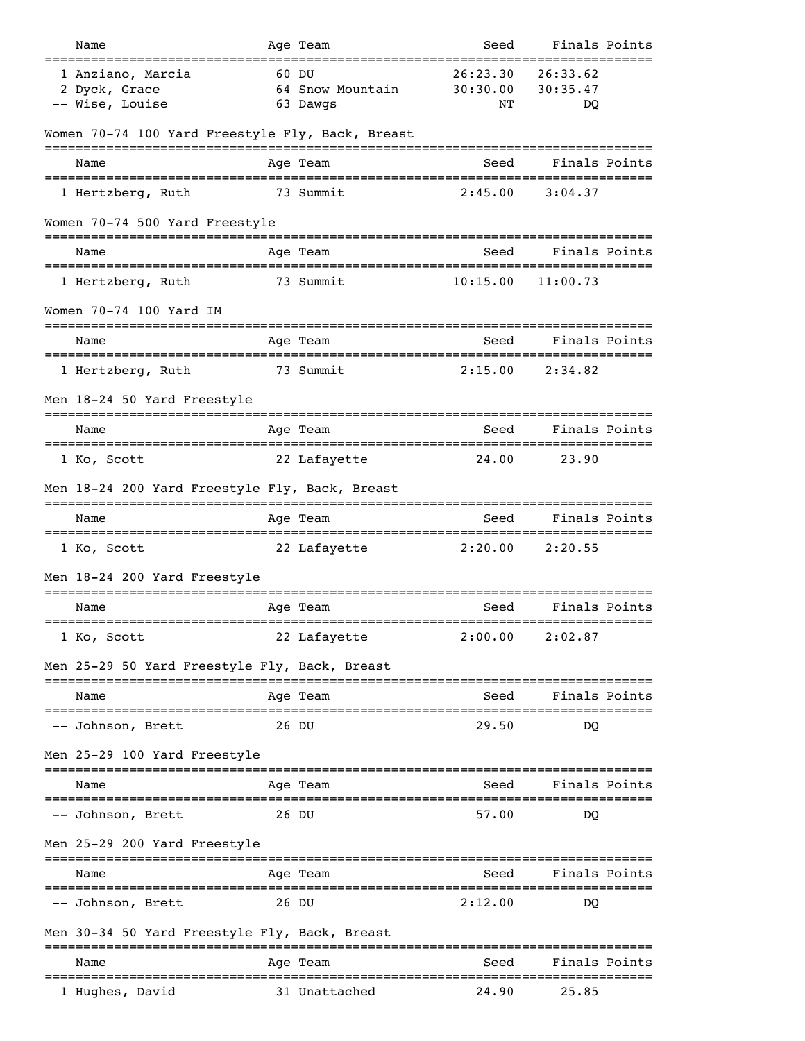| Name | Age | Team | Seed | Finals | Points |
|---|---|---|---|---|---|
| 1 Anziano, Marcia | 60 | DU | 26:23.30 | 26:33.62 | |
| 2 Dyck, Grace | 64 | Snow Mountain | 30:30.00 | 30:35.47 | |
| -- Wise, Louise | 63 | Dawgs | NT | DQ | |

## Women 70-74 100 Yard Freestyle Fly, Back, Breast

| Name | Age | Team | Seed | Finals | Points |
|---|---|---|---|---|---|
| 1 Hertzberg, Ruth | 73 | Summit | 2:45.00 | 3:04.37 | |

## Women 70-74 500 Yard Freestyle

| Name | Age | Team | Seed | Finals | Points |
|---|---|---|---|---|---|
| 1 Hertzberg, Ruth | 73 | Summit | 10:15.00 | 11:00.73 | |

## Women 70-74 100 Yard IM

| Name | Age | Team | Seed | Finals | Points |
|---|---|---|---|---|---|
| 1 Hertzberg, Ruth | 73 | Summit | 2:15.00 | 2:34.82 | |

## Men 18-24 50 Yard Freestyle

| Name | Age | Team | Seed | Finals | Points |
|---|---|---|---|---|---|
| 1 Ko, Scott | 22 | Lafayette | 24.00 | 23.90 | |

## Men 18-24 200 Yard Freestyle Fly, Back, Breast

| Name | Age | Team | Seed | Finals | Points |
|---|---|---|---|---|---|
| 1 Ko, Scott | 22 | Lafayette | 2:20.00 | 2:20.55 | |

## Men 18-24 200 Yard Freestyle

| Name | Age | Team | Seed | Finals | Points |
|---|---|---|---|---|---|
| 1 Ko, Scott | 22 | Lafayette | 2:00.00 | 2:02.87 | |

## Men 25-29 50 Yard Freestyle Fly, Back, Breast

| Name | Age | Team | Seed | Finals | Points |
|---|---|---|---|---|---|
| -- Johnson, Brett | 26 | DU | 29.50 | DQ | |

## Men 25-29 100 Yard Freestyle

| Name | Age | Team | Seed | Finals | Points |
|---|---|---|---|---|---|
| -- Johnson, Brett | 26 | DU | 57.00 | DQ | |

## Men 25-29 200 Yard Freestyle

| Name | Age | Team | Seed | Finals | Points |
|---|---|---|---|---|---|
| -- Johnson, Brett | 26 | DU | 2:12.00 | DQ | |

## Men 30-34 50 Yard Freestyle Fly, Back, Breast

| Name | Age | Team | Seed | Finals | Points |
|---|---|---|---|---|---|
| 1 Hughes, David | 31 | Unattached | 24.90 | 25.85 | |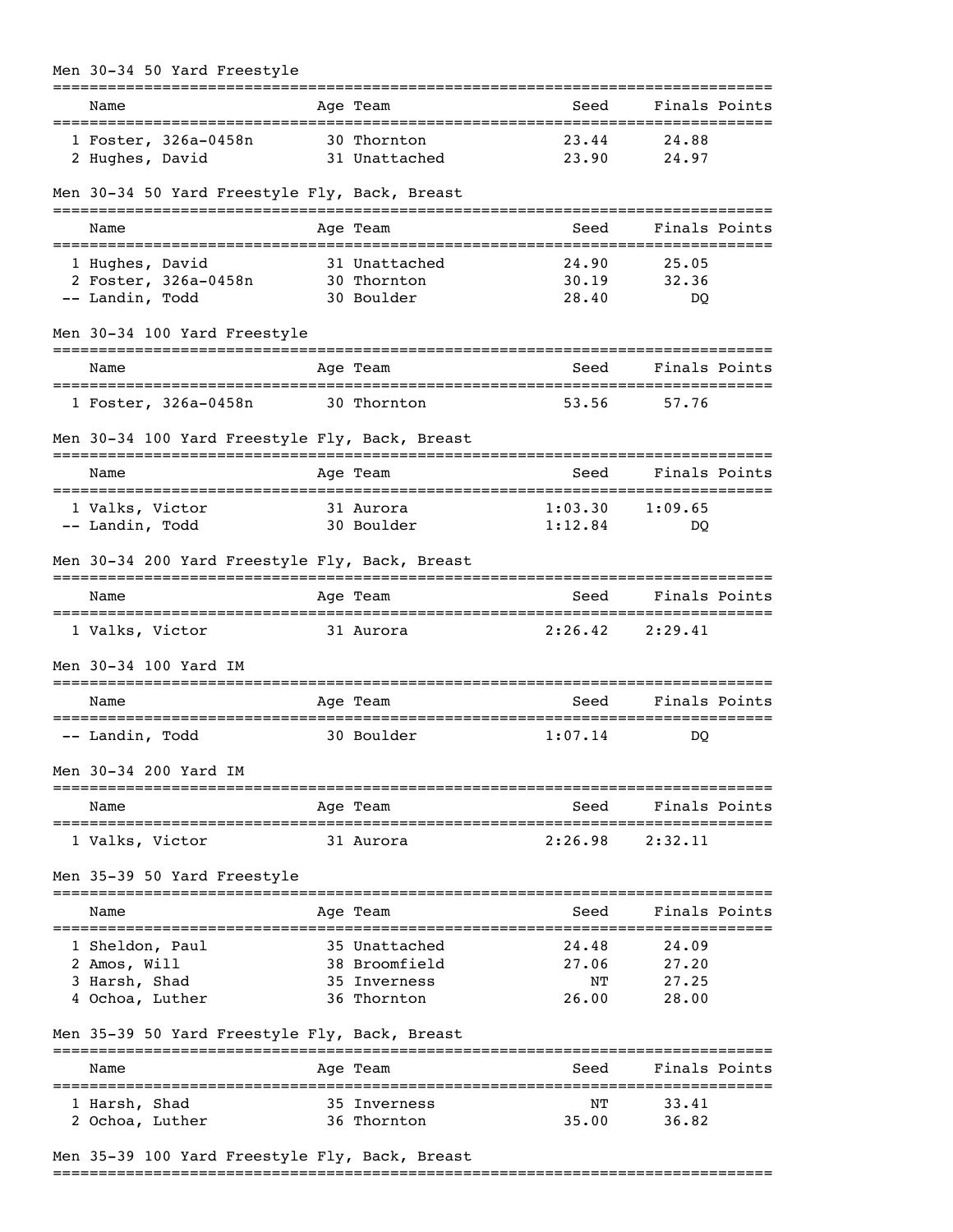## Men 30-34 50 Yard Freestyle

| | Name | Age | Team | Seed | Finals | Points |
|---|---|---|---|---|---|---|
| 1 | Foster, 326a-0458n | 30 | Thornton | 23.44 | 24.88 | |
| 2 | Hughes, David | 31 | Unattached | 23.90 | 24.97 | |

## Men 30-34 50 Yard Freestyle Fly, Back, Breast

| | Name | Age | Team | Seed | Finals | Points |
|---|---|---|---|---|---|---|
| 1 | Hughes, David | 31 | Unattached | 24.90 | 25.05 | |
| 2 | Foster, 326a-0458n | 30 | Thornton | 30.19 | 32.36 | |
| -- | Landin, Todd | 30 | Boulder | 28.40 | DQ | |

## Men 30-34 100 Yard Freestyle

| | Name | Age | Team | Seed | Finals | Points |
|---|---|---|---|---|---|---|
| 1 | Foster, 326a-0458n | 30 | Thornton | 53.56 | 57.76 | |

## Men 30-34 100 Yard Freestyle Fly, Back, Breast

| | Name | Age | Team | Seed | Finals | Points |
|---|---|---|---|---|---|---|
| 1 | Valks, Victor | 31 | Aurora | 1:03.30 | 1:09.65 | |
| -- | Landin, Todd | 30 | Boulder | 1:12.84 | DQ | |

## Men 30-34 200 Yard Freestyle Fly, Back, Breast

| | Name | Age | Team | Seed | Finals | Points |
|---|---|---|---|---|---|---|
| 1 | Valks, Victor | 31 | Aurora | 2:26.42 | 2:29.41 | |

## Men 30-34 100 Yard IM

| | Name | Age | Team | Seed | Finals | Points |
|---|---|---|---|---|---|---|
| -- | Landin, Todd | 30 | Boulder | 1:07.14 | DQ | |

## Men 30-34 200 Yard IM

| | Name | Age | Team | Seed | Finals | Points |
|---|---|---|---|---|---|---|
| 1 | Valks, Victor | 31 | Aurora | 2:26.98 | 2:32.11 | |

## Men 35-39 50 Yard Freestyle

| | Name | Age | Team | Seed | Finals | Points |
|---|---|---|---|---|---|---|
| 1 | Sheldon, Paul | 35 | Unattached | 24.48 | 24.09 | |
| 2 | Amos, Will | 38 | Broomfield | 27.06 | 27.20 | |
| 3 | Harsh, Shad | 35 | Inverness | NT | 27.25 | |
| 4 | Ochoa, Luther | 36 | Thornton | 26.00 | 28.00 | |

## Men 35-39 50 Yard Freestyle Fly, Back, Breast

| | Name | Age | Team | Seed | Finals | Points |
|---|---|---|---|---|---|---|
| 1 | Harsh, Shad | 35 | Inverness | NT | 33.41 | |
| 2 | Ochoa, Luther | 36 | Thornton | 35.00 | 36.82 | |

## Men 35-39 100 Yard Freestyle Fly, Back, Breast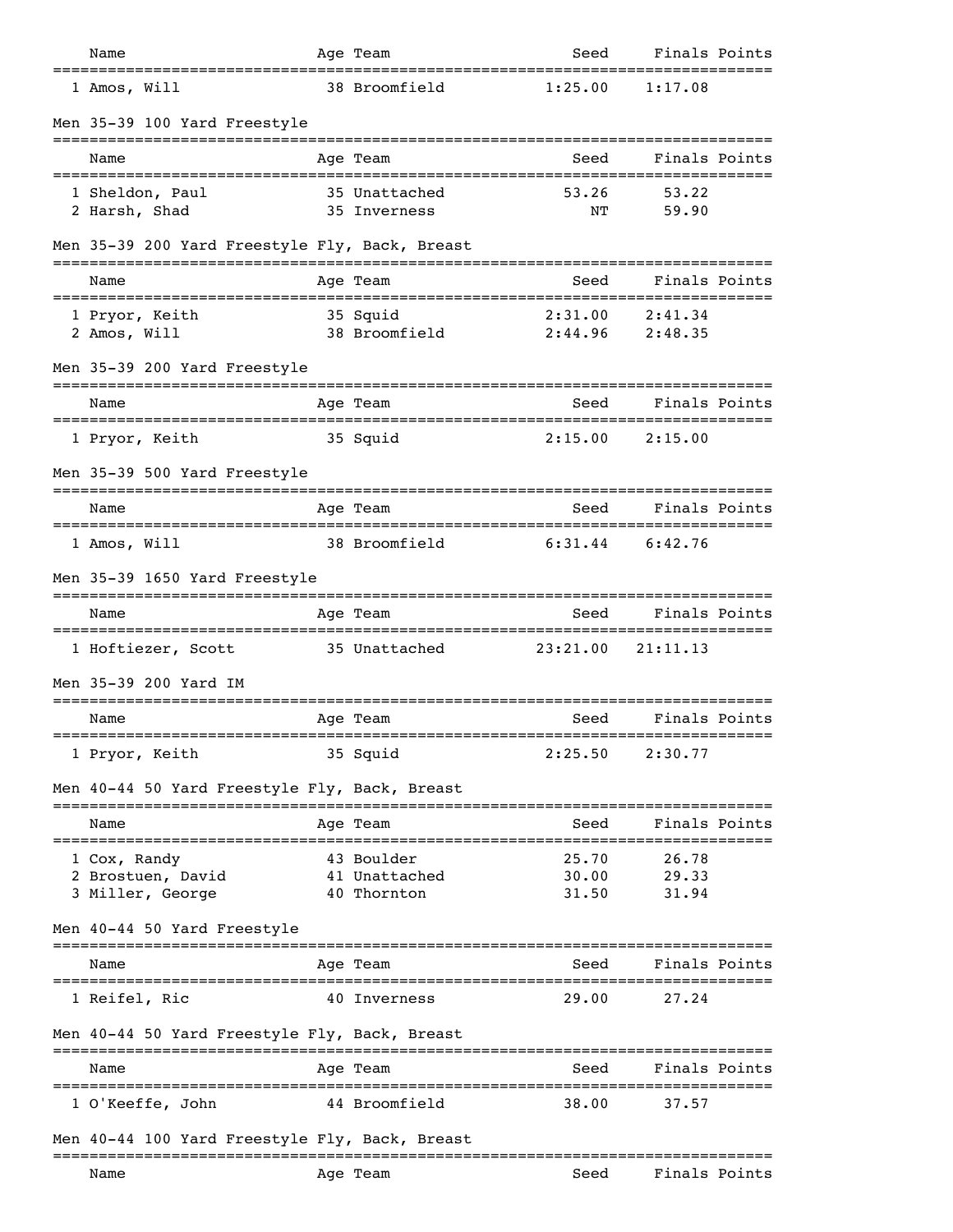| Name | Age | Team | Seed | Finals | Points |
|---|---|---|---|---|---|
| 1 Amos, Will | 38 | Broomfield | 1:25.00 | 1:17.08 | |

Men 35-39 100 Yard Freestyle

| Name | Age | Team | Seed | Finals | Points |
|---|---|---|---|---|---|
| 1 Sheldon, Paul | 35 | Unattached | 53.26 | 53.22 | |
| 2 Harsh, Shad | 35 | Inverness | NT | 59.90 | |

Men 35-39 200 Yard Freestyle Fly, Back, Breast

| Name | Age | Team | Seed | Finals | Points |
|---|---|---|---|---|---|
| 1 Pryor, Keith | 35 | Squid | 2:31.00 | 2:41.34 | |
| 2 Amos, Will | 38 | Broomfield | 2:44.96 | 2:48.35 | |

Men 35-39 200 Yard Freestyle

| Name | Age | Team | Seed | Finals | Points |
|---|---|---|---|---|---|
| 1 Pryor, Keith | 35 | Squid | 2:15.00 | 2:15.00 | |

Men 35-39 500 Yard Freestyle

| Name | Age | Team | Seed | Finals | Points |
|---|---|---|---|---|---|
| 1 Amos, Will | 38 | Broomfield | 6:31.44 | 6:42.76 | |

Men 35-39 1650 Yard Freestyle

| Name | Age | Team | Seed | Finals | Points |
|---|---|---|---|---|---|
| 1 Hoftiezer, Scott | 35 | Unattached | 23:21.00 | 21:11.13 | |

Men 35-39 200 Yard IM

| Name | Age | Team | Seed | Finals | Points |
|---|---|---|---|---|---|
| 1 Pryor, Keith | 35 | Squid | 2:25.50 | 2:30.77 | |

Men 40-44 50 Yard Freestyle Fly, Back, Breast

| Name | Age | Team | Seed | Finals | Points |
|---|---|---|---|---|---|
| 1 Cox, Randy | 43 | Boulder | 25.70 | 26.78 | |
| 2 Brostuen, David | 41 | Unattached | 30.00 | 29.33 | |
| 3 Miller, George | 40 | Thornton | 31.50 | 31.94 | |

Men 40-44 50 Yard Freestyle

| Name | Age | Team | Seed | Finals | Points |
|---|---|---|---|---|---|
| 1 Reifel, Ric | 40 | Inverness | 29.00 | 27.24 | |

Men 40-44 50 Yard Freestyle Fly, Back, Breast

| Name | Age | Team | Seed | Finals | Points |
|---|---|---|---|---|---|
| 1 O'Keeffe, John | 44 | Broomfield | 38.00 | 37.57 | |

Men 40-44 100 Yard Freestyle Fly, Back, Breast

| Name | Age | Team | Seed | Finals | Points |
|---|---|---|---|---|---|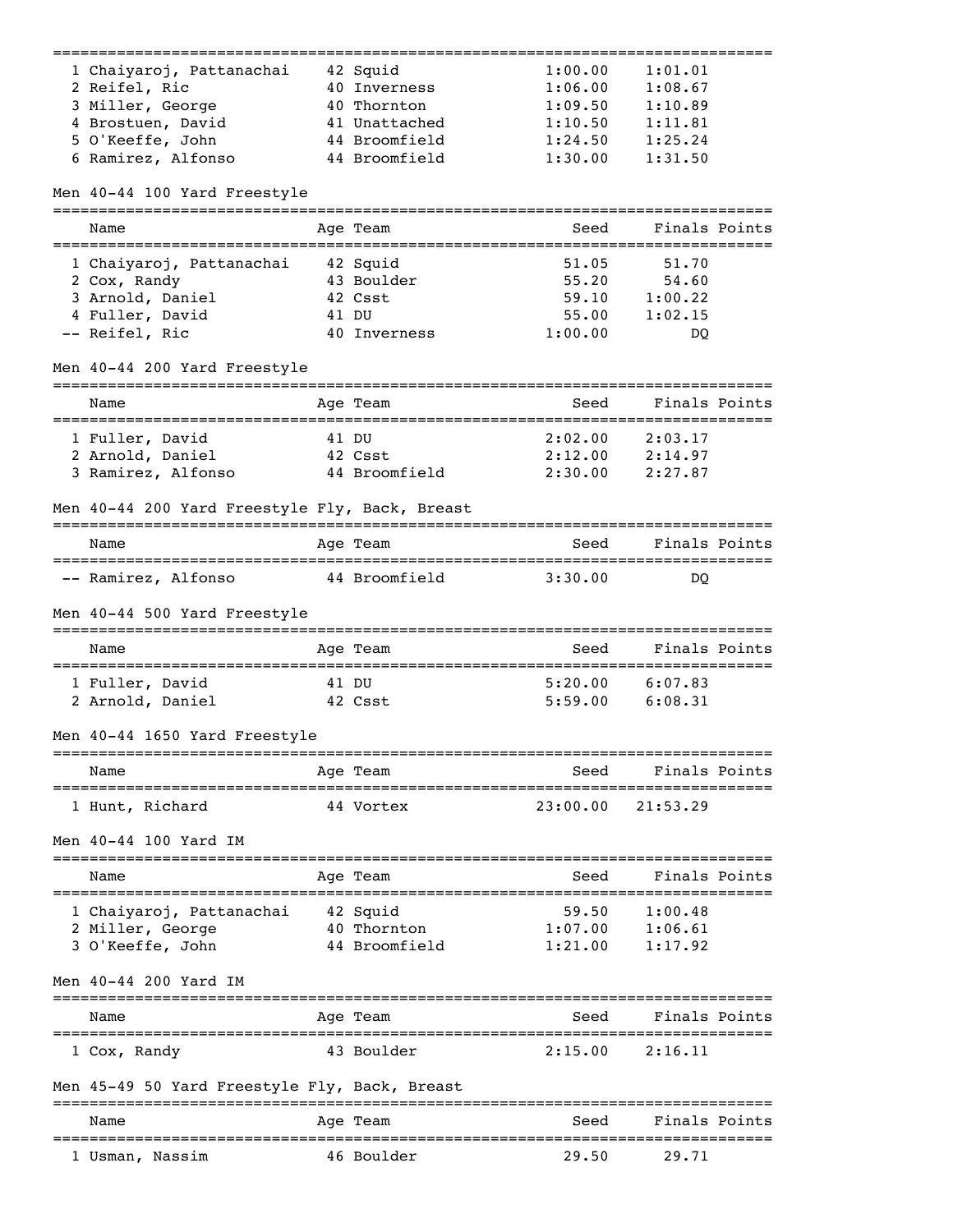| Name | Age | Team | Seed | Finals | Points |
|---|---|---|---|---|---|
| 1 Chaiyaroj, Pattanachai | 42 | Squid | 1:00.00 | 1:01.01 | |
| 2 Reifel, Ric | 40 | Inverness | 1:06.00 | 1:08.67 | |
| 3 Miller, George | 40 | Thornton | 1:09.50 | 1:10.89 | |
| 4 Brostuen, David | 41 | Unattached | 1:10.50 | 1:11.81 | |
| 5 O'Keeffe, John | 44 | Broomfield | 1:24.50 | 1:25.24 | |
| 6 Ramirez, Alfonso | 44 | Broomfield | 1:30.00 | 1:31.50 | |

Men 40-44 100 Yard Freestyle

| Name | Age | Team | Seed | Finals | Points |
|---|---|---|---|---|---|
| 1 Chaiyaroj, Pattanachai | 42 | Squid | 51.05 | 51.70 | |
| 2 Cox, Randy | 43 | Boulder | 55.20 | 54.60 | |
| 3 Arnold, Daniel | 42 | Csst | 59.10 | 1:00.22 | |
| 4 Fuller, David | 41 | DU | 55.00 | 1:02.15 | |
| -- Reifel, Ric | 40 | Inverness | 1:00.00 | DQ | |

Men 40-44 200 Yard Freestyle

| Name | Age | Team | Seed | Finals | Points |
|---|---|---|---|---|---|
| 1 Fuller, David | 41 | DU | 2:02.00 | 2:03.17 | |
| 2 Arnold, Daniel | 42 | Csst | 2:12.00 | 2:14.97 | |
| 3 Ramirez, Alfonso | 44 | Broomfield | 2:30.00 | 2:27.87 | |

Men 40-44 200 Yard Freestyle Fly, Back, Breast

| Name | Age | Team | Seed | Finals | Points |
|---|---|---|---|---|---|
| -- Ramirez, Alfonso | 44 | Broomfield | 3:30.00 | DQ | |

Men 40-44 500 Yard Freestyle

| Name | Age | Team | Seed | Finals | Points |
|---|---|---|---|---|---|
| 1 Fuller, David | 41 | DU | 5:20.00 | 6:07.83 | |
| 2 Arnold, Daniel | 42 | Csst | 5:59.00 | 6:08.31 | |

Men 40-44 1650 Yard Freestyle

| Name | Age | Team | Seed | Finals | Points |
|---|---|---|---|---|---|
| 1 Hunt, Richard | 44 | Vortex | 23:00.00 | 21:53.29 | |

Men 40-44 100 Yard IM

| Name | Age | Team | Seed | Finals | Points |
|---|---|---|---|---|---|
| 1 Chaiyaroj, Pattanachai | 42 | Squid | 59.50 | 1:00.48 | |
| 2 Miller, George | 40 | Thornton | 1:07.00 | 1:06.61 | |
| 3 O'Keeffe, John | 44 | Broomfield | 1:21.00 | 1:17.92 | |

Men 40-44 200 Yard IM

| Name | Age | Team | Seed | Finals | Points |
|---|---|---|---|---|---|
| 1 Cox, Randy | 43 | Boulder | 2:15.00 | 2:16.11 | |

Men 45-49 50 Yard Freestyle Fly, Back, Breast

| Name | Age | Team | Seed | Finals | Points |
|---|---|---|---|---|---|
| 1 Usman, Nassim | 46 | Boulder | 29.50 | 29.71 | |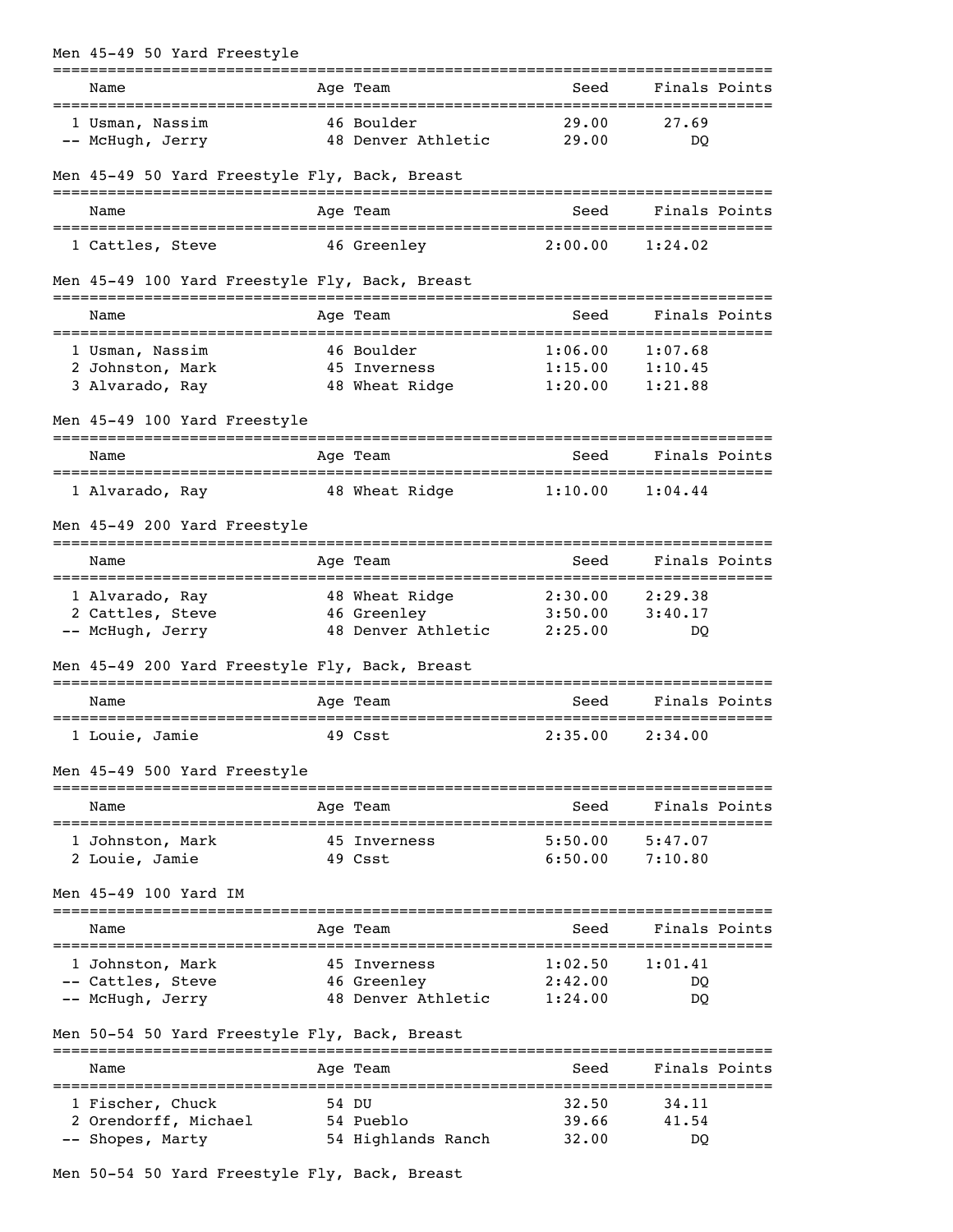Men 45-49 50 Yard Freestyle

| | Name | Age | Team | Seed | Finals | Points |
|---|---|---|---|---|---|---|
| 1 | Usman, Nassim | 46 | Boulder | 29.00 | 27.69 | |
| -- | McHugh, Jerry | 48 | Denver Athletic | 29.00 | DQ | |

Men 45-49 50 Yard Freestyle Fly, Back, Breast

| | Name | Age | Team | Seed | Finals | Points |
|---|---|---|---|---|---|---|
| 1 | Cattles, Steve | 46 | Greenley | 2:00.00 | 1:24.02 | |

Men 45-49 100 Yard Freestyle Fly, Back, Breast

| | Name | Age | Team | Seed | Finals | Points |
|---|---|---|---|---|---|---|
| 1 | Usman, Nassim | 46 | Boulder | 1:06.00 | 1:07.68 | |
| 2 | Johnston, Mark | 45 | Inverness | 1:15.00 | 1:10.45 | |
| 3 | Alvarado, Ray | 48 | Wheat Ridge | 1:20.00 | 1:21.88 | |

Men 45-49 100 Yard Freestyle

| | Name | Age | Team | Seed | Finals | Points |
|---|---|---|---|---|---|---|
| 1 | Alvarado, Ray | 48 | Wheat Ridge | 1:10.00 | 1:04.44 | |

Men 45-49 200 Yard Freestyle

| | Name | Age | Team | Seed | Finals | Points |
|---|---|---|---|---|---|---|
| 1 | Alvarado, Ray | 48 | Wheat Ridge | 2:30.00 | 2:29.38 | |
| 2 | Cattles, Steve | 46 | Greenley | 3:50.00 | 3:40.17 | |
| -- | McHugh, Jerry | 48 | Denver Athletic | 2:25.00 | DQ | |

Men 45-49 200 Yard Freestyle Fly, Back, Breast

| | Name | Age | Team | Seed | Finals | Points |
|---|---|---|---|---|---|---|
| 1 | Louie, Jamie | 49 | Csst | 2:35.00 | 2:34.00 | |

Men 45-49 500 Yard Freestyle

| | Name | Age | Team | Seed | Finals | Points |
|---|---|---|---|---|---|---|
| 1 | Johnston, Mark | 45 | Inverness | 5:50.00 | 5:47.07 | |
| 2 | Louie, Jamie | 49 | Csst | 6:50.00 | 7:10.80 | |

Men 45-49 100 Yard IM

| | Name | Age | Team | Seed | Finals | Points |
|---|---|---|---|---|---|---|
| 1 | Johnston, Mark | 45 | Inverness | 1:02.50 | 1:01.41 | |
| -- | Cattles, Steve | 46 | Greenley | 2:42.00 | DQ | |
| -- | McHugh, Jerry | 48 | Denver Athletic | 1:24.00 | DQ | |

Men 50-54 50 Yard Freestyle Fly, Back, Breast

| | Name | Age | Team | Seed | Finals | Points |
|---|---|---|---|---|---|---|
| 1 | Fischer, Chuck | 54 | DU | 32.50 | 34.11 | |
| 2 | Orendorff, Michael | 54 | Pueblo | 39.66 | 41.54 | |
| -- | Shopes, Marty | 54 | Highlands Ranch | 32.00 | DQ | |

Men 50-54 50 Yard Freestyle Fly, Back, Breast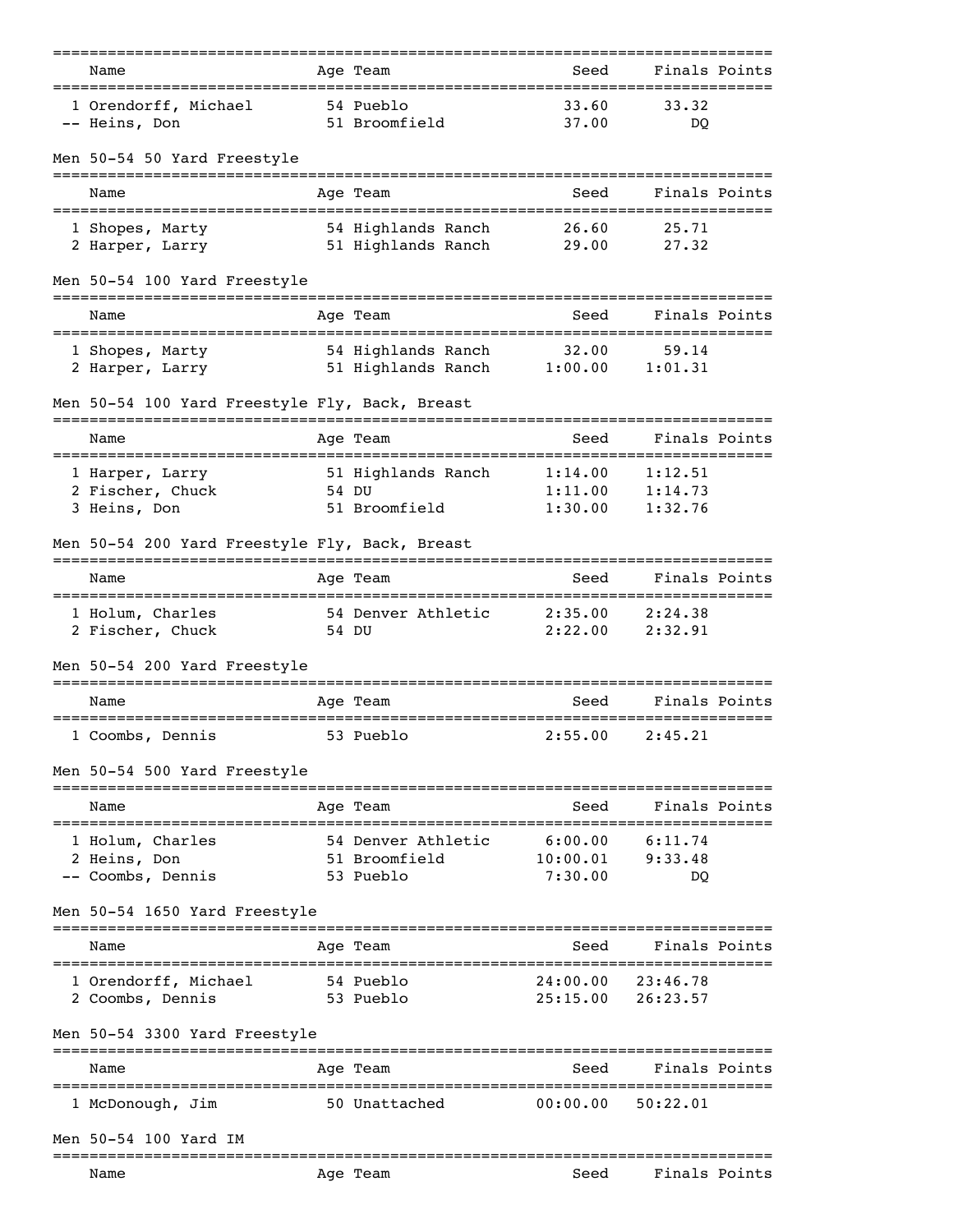| | Name | Age | Team | Seed | Finals | Points |
|---|---|---|---|---|---|---|
| 1 | Orendorff, Michael | 54 | Pueblo | 33.60 | 33.32 | |
| -- | Heins, Don | 51 | Broomfield | 37.00 | DQ | |

Men 50-54 50 Yard Freestyle

| | Name | Age | Team | Seed | Finals | Points |
|---|---|---|---|---|---|---|
| 1 | Shopes, Marty | 54 | Highlands Ranch | 26.60 | 25.71 | |
| 2 | Harper, Larry | 51 | Highlands Ranch | 29.00 | 27.32 | |

Men 50-54 100 Yard Freestyle

| | Name | Age | Team | Seed | Finals | Points |
|---|---|---|---|---|---|---|
| 1 | Shopes, Marty | 54 | Highlands Ranch | 32.00 | 59.14 | |
| 2 | Harper, Larry | 51 | Highlands Ranch | 1:00.00 | 1:01.31 | |

Men 50-54 100 Yard Freestyle Fly, Back, Breast

| | Name | Age | Team | Seed | Finals | Points |
|---|---|---|---|---|---|---|
| 1 | Harper, Larry | 51 | Highlands Ranch | 1:14.00 | 1:12.51 | |
| 2 | Fischer, Chuck | 54 | DU | 1:11.00 | 1:14.73 | |
| 3 | Heins, Don | 51 | Broomfield | 1:30.00 | 1:32.76 | |

Men 50-54 200 Yard Freestyle Fly, Back, Breast

| | Name | Age | Team | Seed | Finals | Points |
|---|---|---|---|---|---|---|
| 1 | Holum, Charles | 54 | Denver Athletic | 2:35.00 | 2:24.38 | |
| 2 | Fischer, Chuck | 54 | DU | 2:22.00 | 2:32.91 | |

Men 50-54 200 Yard Freestyle

| | Name | Age | Team | Seed | Finals | Points |
|---|---|---|---|---|---|---|
| 1 | Coombs, Dennis | 53 | Pueblo | 2:55.00 | 2:45.21 | |

Men 50-54 500 Yard Freestyle

| | Name | Age | Team | Seed | Finals | Points |
|---|---|---|---|---|---|---|
| 1 | Holum, Charles | 54 | Denver Athletic | 6:00.00 | 6:11.74 | |
| 2 | Heins, Don | 51 | Broomfield | 10:00.01 | 9:33.48 | |
| -- | Coombs, Dennis | 53 | Pueblo | 7:30.00 | DQ | |

Men 50-54 1650 Yard Freestyle

| | Name | Age | Team | Seed | Finals | Points |
|---|---|---|---|---|---|---|
| 1 | Orendorff, Michael | 54 | Pueblo | 24:00.00 | 23:46.78 | |
| 2 | Coombs, Dennis | 53 | Pueblo | 25:15.00 | 26:23.57 | |

Men 50-54 3300 Yard Freestyle

| | Name | Age | Team | Seed | Finals | Points |
|---|---|---|---|---|---|---|
| 1 | McDonough, Jim | 50 | Unattached | 00:00.00 | 50:22.01 | |

Men 50-54 100 Yard IM

| | Name | Age | Team | Seed | Finals | Points |
|---|---|---|---|---|---|---|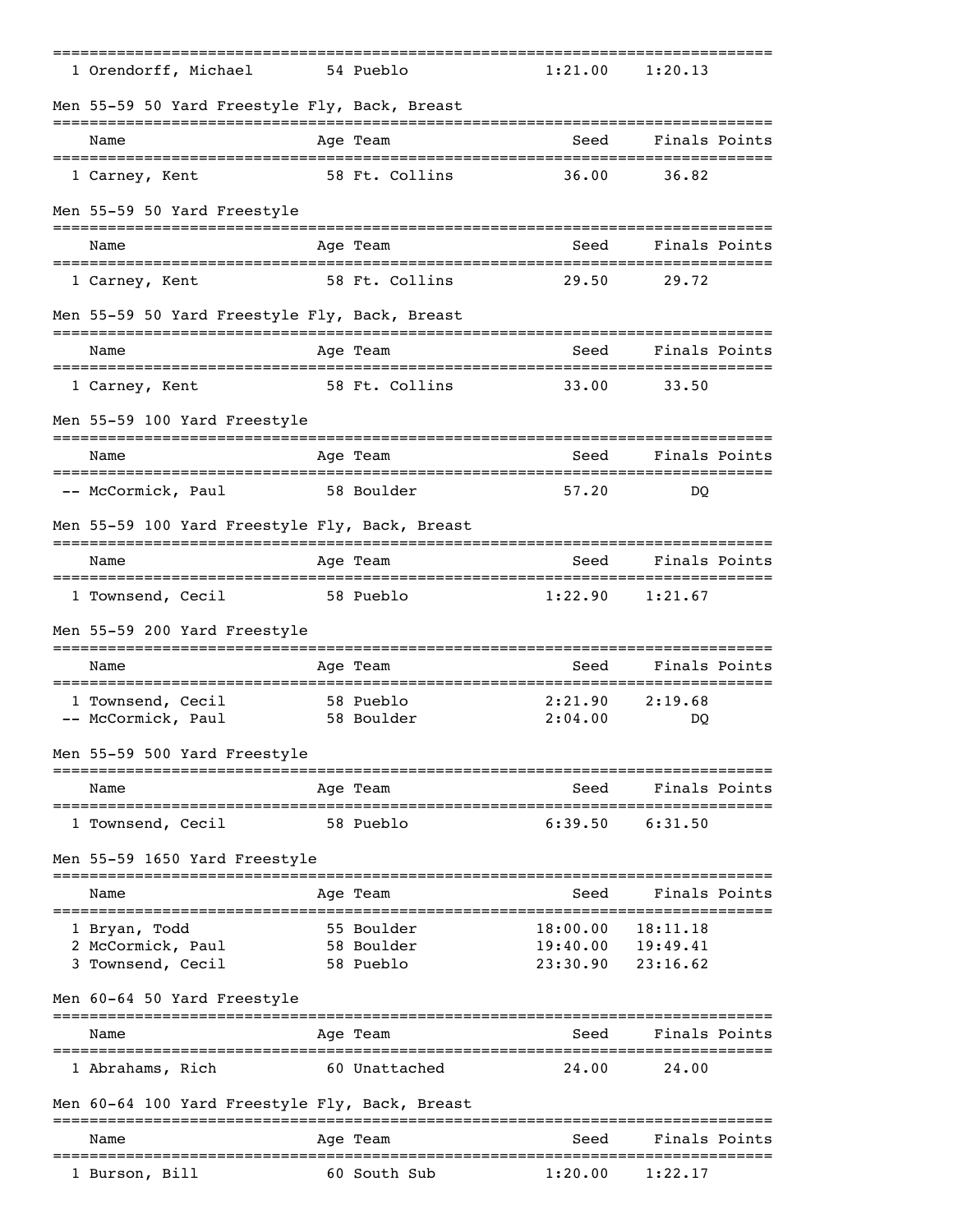| Name | Age | Team | Seed | Finals | Points |
|---|---|---|---|---|---|
| 1 Orendorff, Michael | 54 | Pueblo | 1:21.00 | 1:20.13 | |

Men 55-59 50 Yard Freestyle Fly, Back, Breast

| Name | Age | Team | Seed | Finals | Points |
|---|---|---|---|---|---|
| 1 Carney, Kent | 58 | Ft. Collins | 36.00 | 36.82 | |

Men 55-59 50 Yard Freestyle

| Name | Age | Team | Seed | Finals | Points |
|---|---|---|---|---|---|
| 1 Carney, Kent | 58 | Ft. Collins | 29.50 | 29.72 | |

Men 55-59 50 Yard Freestyle Fly, Back, Breast

| Name | Age | Team | Seed | Finals | Points |
|---|---|---|---|---|---|
| 1 Carney, Kent | 58 | Ft. Collins | 33.00 | 33.50 | |

Men 55-59 100 Yard Freestyle

| Name | Age | Team | Seed | Finals | Points |
|---|---|---|---|---|---|
| -- McCormick, Paul | 58 | Boulder | 57.20 | DQ | |

Men 55-59 100 Yard Freestyle Fly, Back, Breast

| Name | Age | Team | Seed | Finals | Points |
|---|---|---|---|---|---|
| 1 Townsend, Cecil | 58 | Pueblo | 1:22.90 | 1:21.67 | |

Men 55-59 200 Yard Freestyle

| Name | Age | Team | Seed | Finals | Points |
|---|---|---|---|---|---|
| 1 Townsend, Cecil | 58 | Pueblo | 2:21.90 | 2:19.68 | |
| -- McCormick, Paul | 58 | Boulder | 2:04.00 | DQ | |

Men 55-59 500 Yard Freestyle

| Name | Age | Team | Seed | Finals | Points |
|---|---|---|---|---|---|
| 1 Townsend, Cecil | 58 | Pueblo | 6:39.50 | 6:31.50 | |

Men 55-59 1650 Yard Freestyle

| Name | Age | Team | Seed | Finals | Points |
|---|---|---|---|---|---|
| 1 Bryan, Todd | 55 | Boulder | 18:00.00 | 18:11.18 | |
| 2 McCormick, Paul | 58 | Boulder | 19:40.00 | 19:49.41 | |
| 3 Townsend, Cecil | 58 | Pueblo | 23:30.90 | 23:16.62 | |

Men 60-64 50 Yard Freestyle

| Name | Age | Team | Seed | Finals | Points |
|---|---|---|---|---|---|
| 1 Abrahams, Rich | 60 | Unattached | 24.00 | 24.00 | |

Men 60-64 100 Yard Freestyle Fly, Back, Breast

| Name | Age | Team | Seed | Finals | Points |
|---|---|---|---|---|---|
| 1 Burson, Bill | 60 | South Sub | 1:20.00 | 1:22.17 | |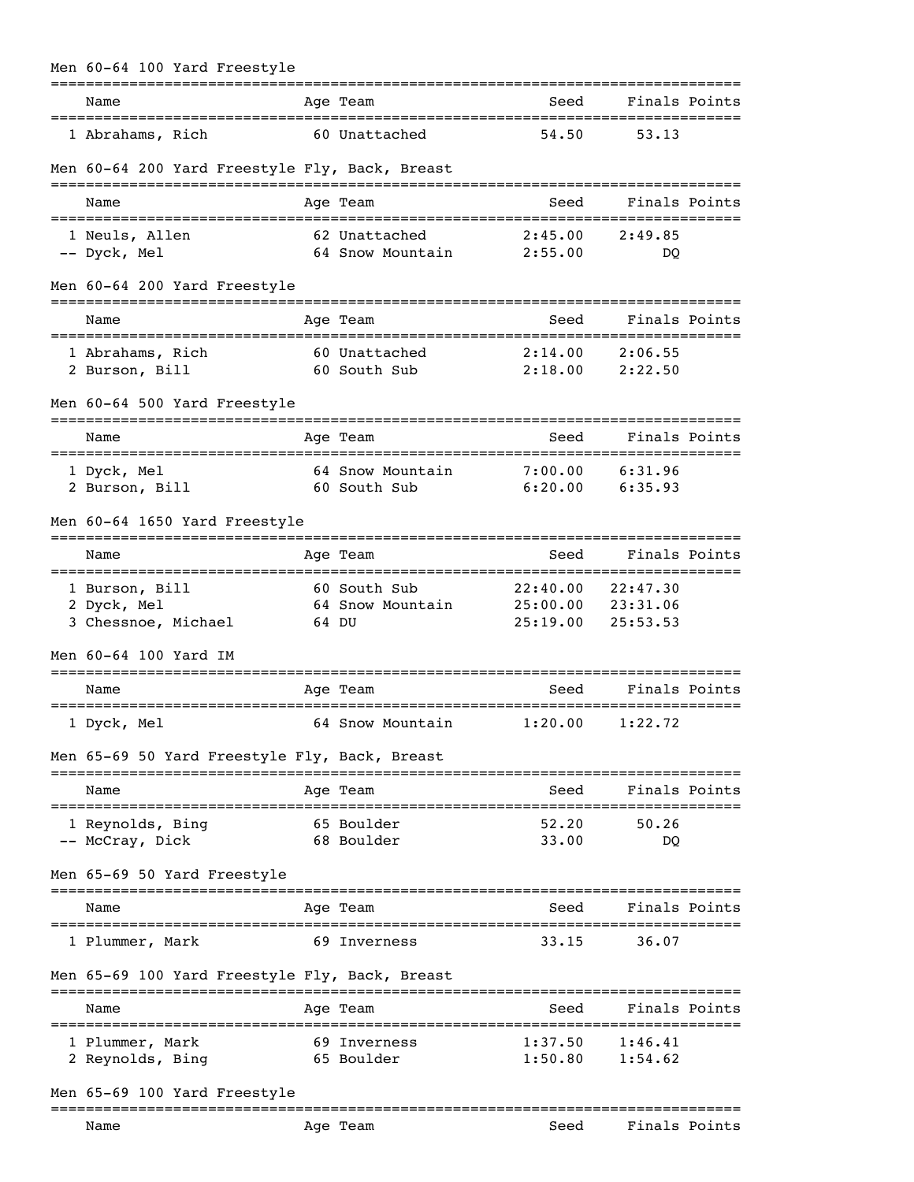### Men 60-64 100 Yard Freestyle

| | Name | Age | Team | Seed | Finals | Points |
|---|---|---|---|---|---|---|
| 1 | Abrahams, Rich | 60 | Unattached | 54.50 | 53.13 | |

### Men 60-64 200 Yard Freestyle Fly, Back, Breast

| | Name | Age | Team | Seed | Finals | Points |
|---|---|---|---|---|---|---|
| 1 | Neuls, Allen | 62 | Unattached | 2:45.00 | 2:49.85 | |
| -- | Dyck, Mel | 64 | Snow Mountain | 2:55.00 | DQ | |

### Men 60-64 200 Yard Freestyle

| | Name | Age | Team | Seed | Finals | Points |
|---|---|---|---|---|---|---|
| 1 | Abrahams, Rich | 60 | Unattached | 2:14.00 | 2:06.55 | |
| 2 | Burson, Bill | 60 | South Sub | 2:18.00 | 2:22.50 | |

### Men 60-64 500 Yard Freestyle

| | Name | Age | Team | Seed | Finals | Points |
|---|---|---|---|---|---|---|
| 1 | Dyck, Mel | 64 | Snow Mountain | 7:00.00 | 6:31.96 | |
| 2 | Burson, Bill | 60 | South Sub | 6:20.00 | 6:35.93 | |

### Men 60-64 1650 Yard Freestyle

| | Name | Age | Team | Seed | Finals | Points |
|---|---|---|---|---|---|---|
| 1 | Burson, Bill | 60 | South Sub | 22:40.00 | 22:47.30 | |
| 2 | Dyck, Mel | 64 | Snow Mountain | 25:00.00 | 23:31.06 | |
| 3 | Chessnoe, Michael | 64 | DU | 25:19.00 | 25:53.53 | |

### Men 60-64 100 Yard IM

| | Name | Age | Team | Seed | Finals | Points |
|---|---|---|---|---|---|---|
| 1 | Dyck, Mel | 64 | Snow Mountain | 1:20.00 | 1:22.72 | |

### Men 65-69 50 Yard Freestyle Fly, Back, Breast

| | Name | Age | Team | Seed | Finals | Points |
|---|---|---|---|---|---|---|
| 1 | Reynolds, Bing | 65 | Boulder | 52.20 | 50.26 | |
| -- | McCray, Dick | 68 | Boulder | 33.00 | DQ | |

### Men 65-69 50 Yard Freestyle

| | Name | Age | Team | Seed | Finals | Points |
|---|---|---|---|---|---|---|
| 1 | Plummer, Mark | 69 | Inverness | 33.15 | 36.07 | |

### Men 65-69 100 Yard Freestyle Fly, Back, Breast

| | Name | Age | Team | Seed | Finals | Points |
|---|---|---|---|---|---|---|
| 1 | Plummer, Mark | 69 | Inverness | 1:37.50 | 1:46.41 | |
| 2 | Reynolds, Bing | 65 | Boulder | 1:50.80 | 1:54.62 | |

### Men 65-69 100 Yard Freestyle

| | Name | Age | Team | Seed | Finals | Points |
|---|---|---|---|---|---|---|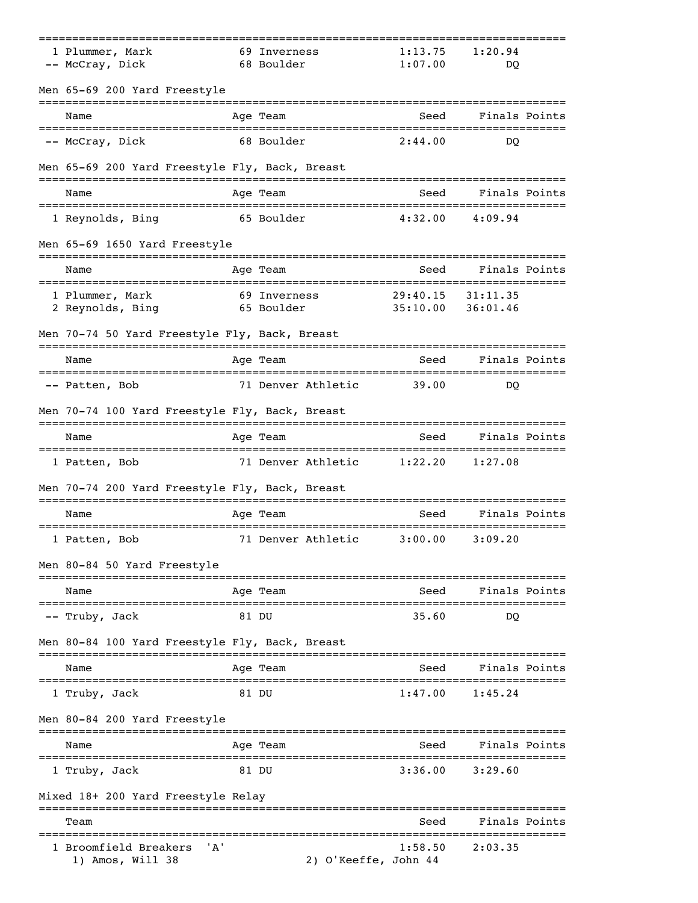| | Name | Age | Team | Seed | Finals | Points |
|---|---|---|---|---|---|---|
| 1 | Plummer, Mark | 69 | Inverness | 1:13.75 | 1:20.94 | |
| -- | McCray, Dick | 68 | Boulder | 1:07.00 | DQ | |

Men 65-69 200 Yard Freestyle

| | Name | Age | Team | Seed | Finals | Points |
|---|---|---|---|---|---|---|
| -- | McCray, Dick | 68 | Boulder | 2:44.00 | DQ | |

Men 65-69 200 Yard Freestyle Fly, Back, Breast

| | Name | Age | Team | Seed | Finals | Points |
|---|---|---|---|---|---|---|
| 1 | Reynolds, Bing | 65 | Boulder | 4:32.00 | 4:09.94 | |

Men 65-69 1650 Yard Freestyle

| | Name | Age | Team | Seed | Finals | Points |
|---|---|---|---|---|---|---|
| 1 | Plummer, Mark | 69 | Inverness | 29:40.15 | 31:11.35 | |
| 2 | Reynolds, Bing | 65 | Boulder | 35:10.00 | 36:01.46 | |

Men 70-74 50 Yard Freestyle Fly, Back, Breast

| | Name | Age | Team | Seed | Finals | Points |
|---|---|---|---|---|---|---|
| -- | Patten, Bob | 71 | Denver Athletic | 39.00 | DQ | |

Men 70-74 100 Yard Freestyle Fly, Back, Breast

| | Name | Age | Team | Seed | Finals | Points |
|---|---|---|---|---|---|---|
| 1 | Patten, Bob | 71 | Denver Athletic | 1:22.20 | 1:27.08 | |

Men 70-74 200 Yard Freestyle Fly, Back, Breast

| | Name | Age | Team | Seed | Finals | Points |
|---|---|---|---|---|---|---|
| 1 | Patten, Bob | 71 | Denver Athletic | 3:00.00 | 3:09.20 | |

Men 80-84 50 Yard Freestyle

| | Name | Age | Team | Seed | Finals | Points |
|---|---|---|---|---|---|---|
| -- | Truby, Jack | 81 | DU | 35.60 | DQ | |

Men 80-84 100 Yard Freestyle Fly, Back, Breast

| | Name | Age | Team | Seed | Finals | Points |
|---|---|---|---|---|---|---|
| 1 | Truby, Jack | 81 | DU | 1:47.00 | 1:45.24 | |

Men 80-84 200 Yard Freestyle

| | Name | Age | Team | Seed | Finals | Points |
|---|---|---|---|---|---|---|
| 1 | Truby, Jack | 81 | DU | 3:36.00 | 3:29.60 | |

Mixed 18+ 200 Yard Freestyle Relay

| | Team | Seed | Finals | Points |
|---|---|---|---|---|
| 1 | Broomfield Breakers 'A' | 1:58.50 | 2:03.35 | |
| | 1) Amos, Will 38; 2) O'Keeffe, John 44 | | | |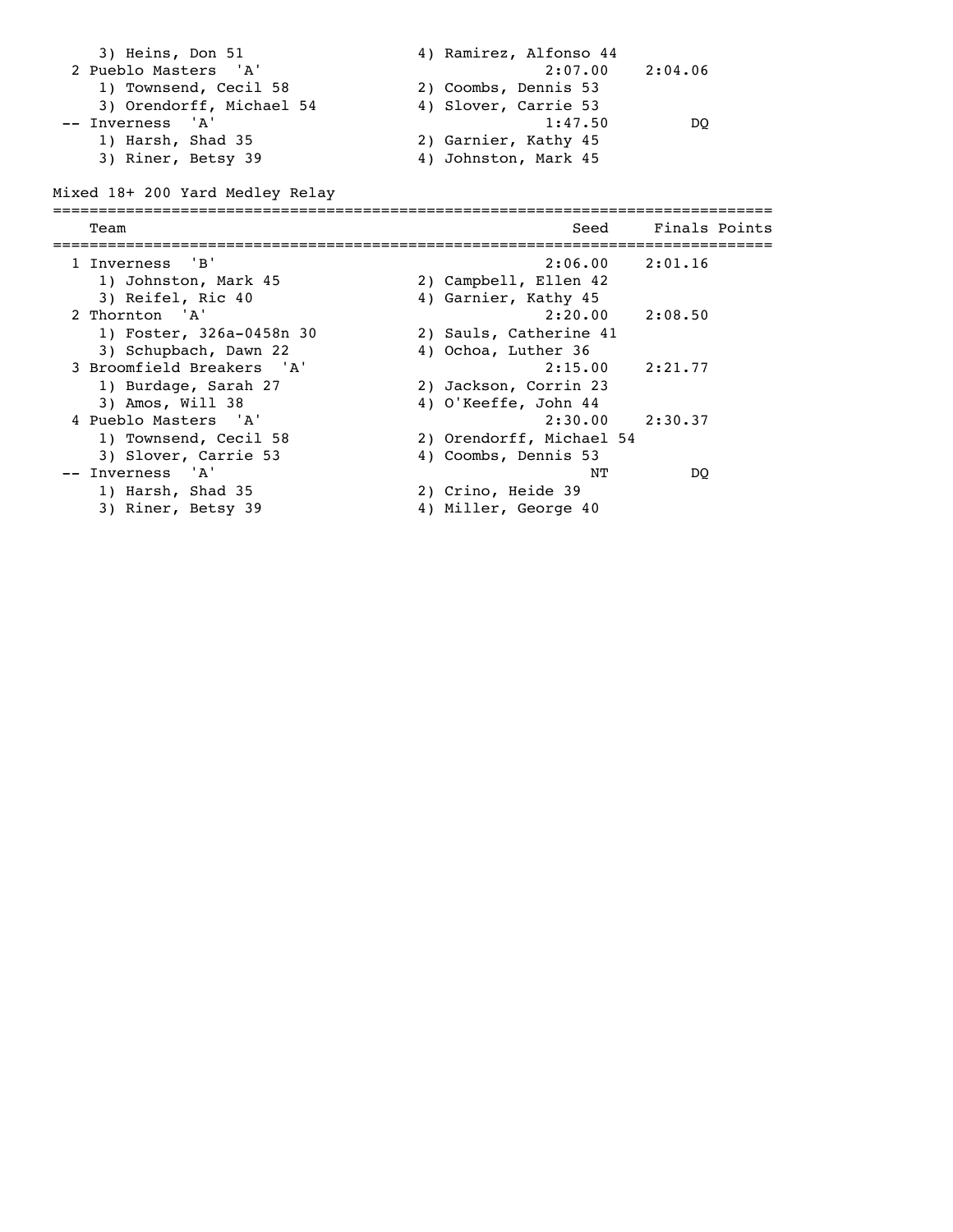3) Heins, Don 51 | 4) Ramirez, Alfonso 44

| Team | Seed | Finals | Points |
|---|---|---|---|
| 2 Pueblo Masters 'A' | 2:07.00 | 2:04.06 | |
| 1) Townsend, Cecil 58 · 2) Coombs, Dennis 53 · 3) Orendorff, Michael 54 · 4) Slover, Carrie 53 | | | |
| -- Inverness 'A' | 1:47.50 | DQ | |
| 1) Harsh, Shad 35 · 2) Garnier, Kathy 45 · 3) Riner, Betsy 39 · 4) Johnston, Mark 45 | | | |

### Mixed 18+ 200 Yard Medley Relay

| Team | Seed | Finals | Points |
|---|---|---|---|
| 1 Inverness 'B' | 2:06.00 | 2:01.16 | |
| 1) Johnston, Mark 45 · 2) Campbell, Ellen 42 · 3) Reifel, Ric 40 · 4) Garnier, Kathy 45 | | | |
| 2 Thornton 'A' | 2:20.00 | 2:08.50 | |
| 1) Foster, 326a-0458n 30 · 2) Sauls, Catherine 41 · 3) Schupbach, Dawn 22 · 4) Ochoa, Luther 36 | | | |
| 3 Broomfield Breakers 'A' | 2:15.00 | 2:21.77 | |
| 1) Burdage, Sarah 27 · 2) Jackson, Corrin 23 · 3) Amos, Will 38 · 4) O'Keeffe, John 44 | | | |
| 4 Pueblo Masters 'A' | 2:30.00 | 2:30.37 | |
| 1) Townsend, Cecil 58 · 2) Orendorff, Michael 54 · 3) Slover, Carrie 53 · 4) Coombs, Dennis 53 | | | |
| -- Inverness 'A' | NT | DQ | |
| 1) Harsh, Shad 35 · 2) Crino, Heide 39 · 3) Riner, Betsy 39 · 4) Miller, George 40 | | | |